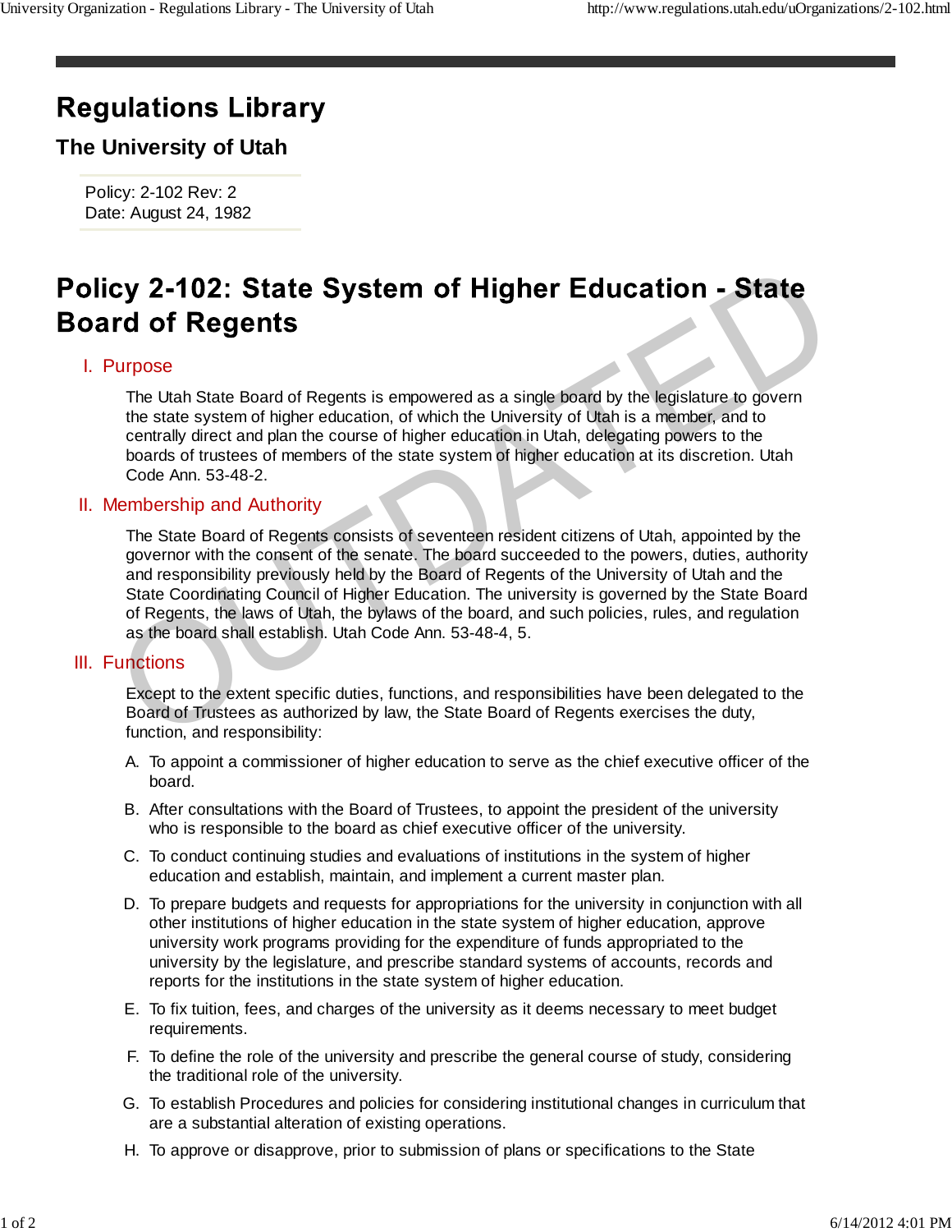# Regulations Library

## The University of Utah

Policy: 2-102 Rev: 2
Date: August 24, 1982

# Policy 2-102: State System of Higher Education - State Board of Regents

## I. Purpose

The Utah State Board of Regents is empowered as a single board by the legislature to govern the state system of higher education, of which the University of Utah is a member, and to centrally direct and plan the course of higher education in Utah, delegating powers to the boards of trustees of members of the state system of higher education at its discretion. Utah Code Ann. 53-48-2.

## II. Membership and Authority

The State Board of Regents consists of seventeen resident citizens of Utah, appointed by the governor with the consent of the senate. The board succeeded to the powers, duties, authority and responsibility previously held by the Board of Regents of the University of Utah and the State Coordinating Council of Higher Education. The university is governed by the State Board of Regents, the laws of Utah, the bylaws of the board, and such policies, rules, and regulation as the board shall establish. Utah Code Ann. 53-48-4, 5.

## III. Functions

Except to the extent specific duties, functions, and responsibilities have been delegated to the Board of Trustees as authorized by law, the State Board of Regents exercises the duty, function, and responsibility:

A. To appoint a commissioner of higher education to serve as the chief executive officer of the board.

B. After consultations with the Board of Trustees, to appoint the president of the university who is responsible to the board as chief executive officer of the university.

C. To conduct continuing studies and evaluations of institutions in the system of higher education and establish, maintain, and implement a current master plan.

D. To prepare budgets and requests for appropriations for the university in conjunction with all other institutions of higher education in the state system of higher education, approve university work programs providing for the expenditure of funds appropriated to the university by the legislature, and prescribe standard systems of accounts, records and reports for the institutions in the state system of higher education.

E. To fix tuition, fees, and charges of the university as it deems necessary to meet budget requirements.

F. To define the role of the university and prescribe the general course of study, considering the traditional role of the university.

G. To establish Procedures and policies for considering institutional changes in curriculum that are a substantial alteration of existing operations.

H. To approve or disapprove, prior to submission of plans or specifications to the State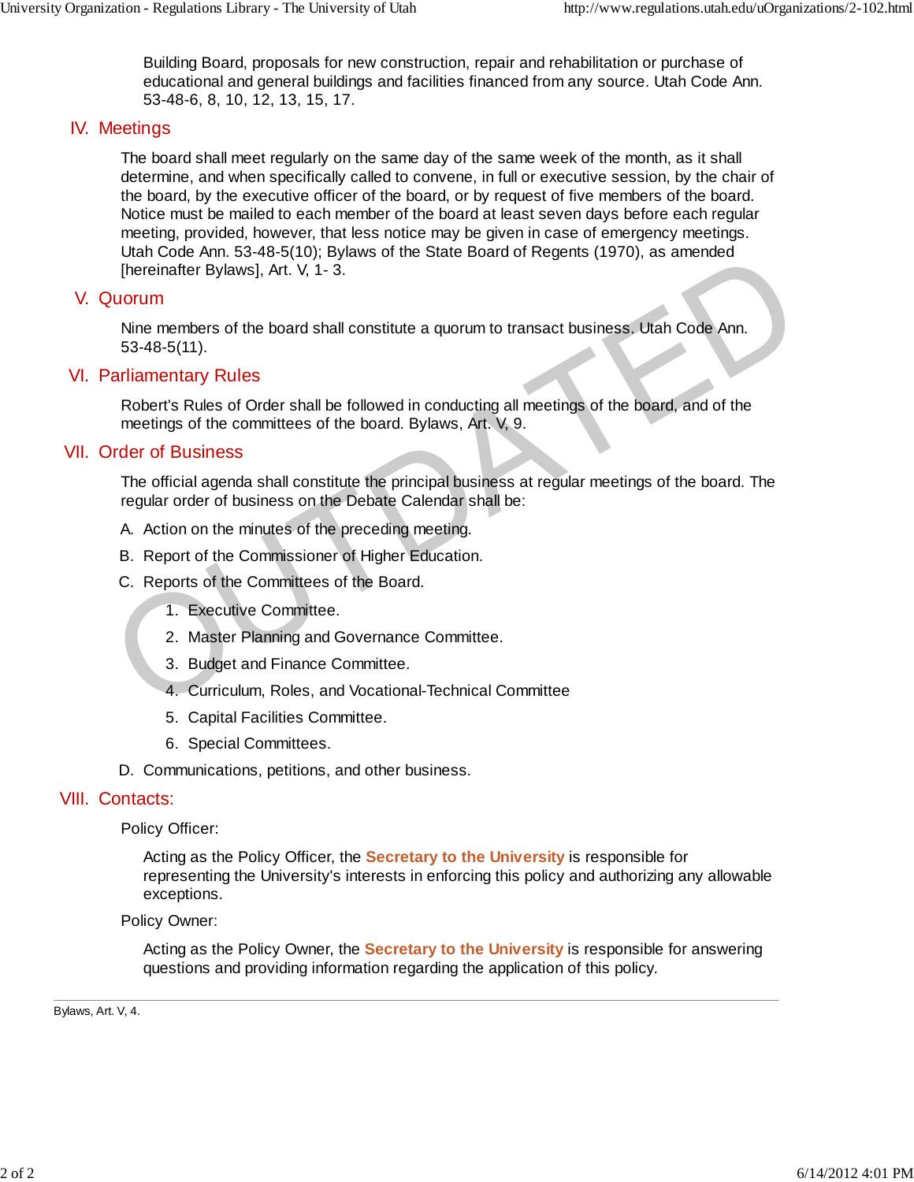Building Board, proposals for new construction, repair and rehabilitation or purchase of educational and general buildings and facilities financed from any source. Utah Code Ann. 53-48-6, 8, 10, 12, 13, 15, 17.

## IV. Meetings

The board shall meet regularly on the same day of the same week of the month, as it shall determine, and when specifically called to convene, in full or executive session, by the chair of the board, by the executive officer of the board, or by request of five members of the board. Notice must be mailed to each member of the board at least seven days before each regular meeting, provided, however, that less notice may be given in case of emergency meetings. Utah Code Ann. 53-48-5(10); Bylaws of the State Board of Regents (1970), as amended [hereinafter Bylaws], Art. V, 1- 3.

## V. Quorum

Nine members of the board shall constitute a quorum to transact business. Utah Code Ann. 53-48-5(11).

## VI. Parliamentary Rules

Robert's Rules of Order shall be followed in conducting all meetings of the board, and of the meetings of the committees of the board. Bylaws, Art. V, 9.

## VII. Order of Business

The official agenda shall constitute the principal business at regular meetings of the board. The regular order of business on the Debate Calendar shall be:

A. Action on the minutes of the preceding meeting.

B. Report of the Commissioner of Higher Education.

C. Reports of the Committees of the Board.

1. Executive Committee.
2. Master Planning and Governance Committee.
3. Budget and Finance Committee.
4. Curriculum, Roles, and Vocational-Technical Committee
5. Capital Facilities Committee.
6. Special Committees.

D. Communications, petitions, and other business.

## VIII. Contacts:

Policy Officer:

Acting as the Policy Officer, the **Secretary to the University** is responsible for representing the University's interests in enforcing this policy and authorizing any allowable exceptions.

Policy Owner:

Acting as the Policy Owner, the **Secretary to the University** is responsible for answering questions and providing information regarding the application of this policy.

---

Bylaws, Art. V, 4.